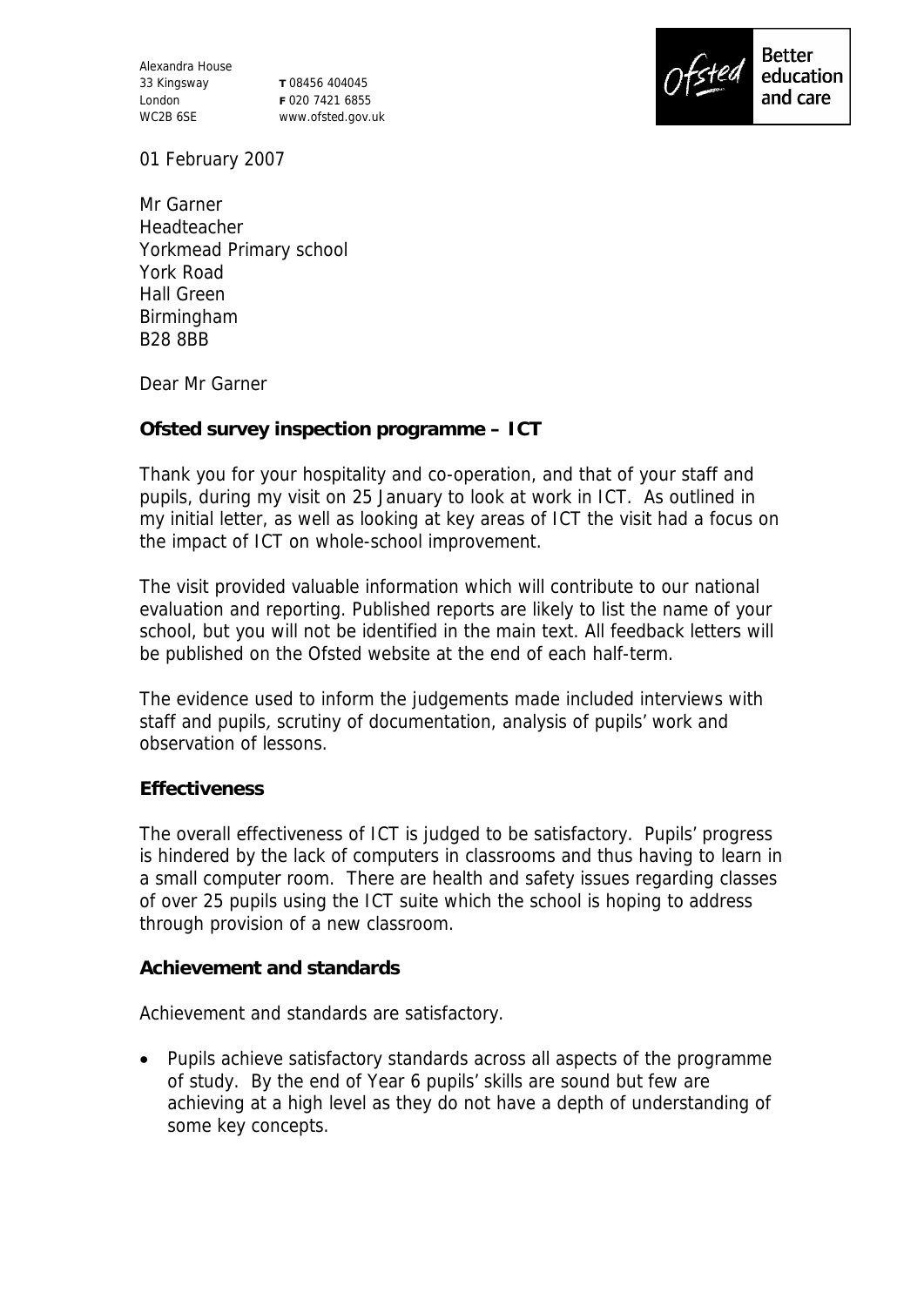Alexandra House
33 Kingsway
London
WC2B 6SE

**T** 08456 404045
**F** 020 7421 6855
www.ofsted.gov.uk

Better education and care

01 February 2007

Mr Garner
Headteacher
Yorkmead Primary school
York Road
Hall Green
Birmingham
B28 8BB

Dear Mr Garner

**Ofsted survey inspection programme – ICT**

Thank you for your hospitality and co-operation, and that of your staff and pupils, during my visit on 25 January to look at work in ICT. As outlined in my initial letter, as well as looking at key areas of ICT the visit had a focus on the impact of ICT on whole-school improvement.

The visit provided valuable information which will contribute to our national evaluation and reporting. Published reports are likely to list the name of your school, but you will not be identified in the main text. All feedback letters will be published on the Ofsted website at the end of each half-term.

The evidence used to inform the judgements made included interviews with staff and pupils, scrutiny of documentation, analysis of pupils' work and observation of lessons.

**Effectiveness**

The overall effectiveness of ICT is judged to be satisfactory. Pupils' progress is hindered by the lack of computers in classrooms and thus having to learn in a small computer room. There are health and safety issues regarding classes of over 25 pupils using the ICT suite which the school is hoping to address through provision of a new classroom.

**Achievement and standards**

Achievement and standards are satisfactory.

- Pupils achieve satisfactory standards across all aspects of the programme of study. By the end of Year 6 pupils' skills are sound but few are achieving at a high level as they do not have a depth of understanding of some key concepts.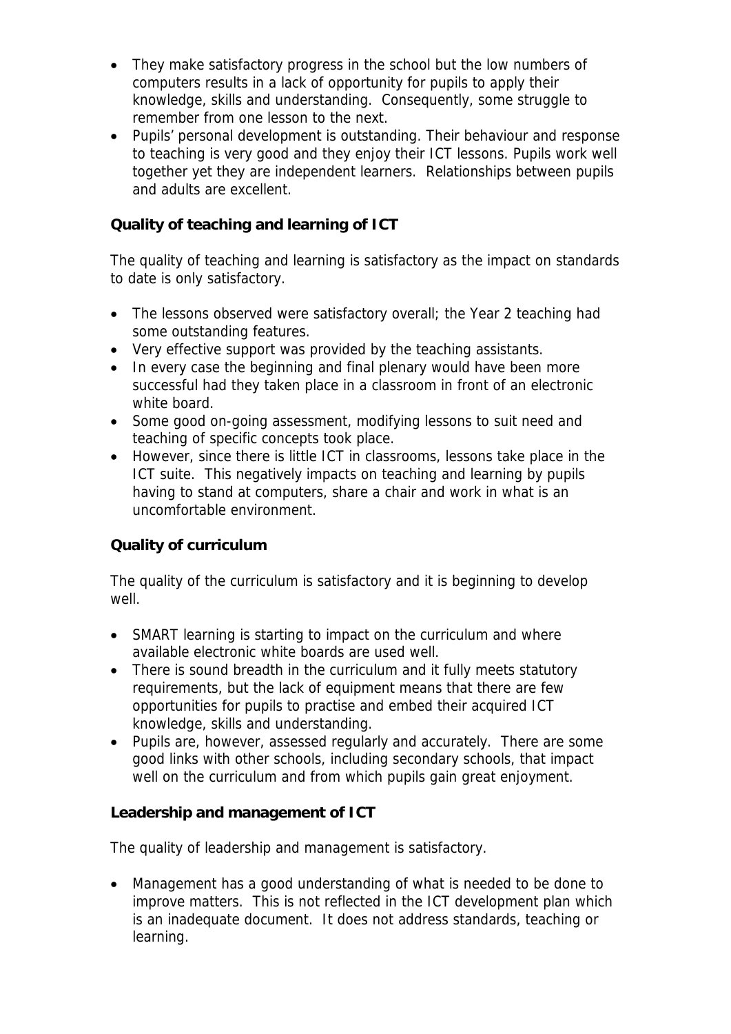- They make satisfactory progress in the school but the low numbers of computers results in a lack of opportunity for pupils to apply their knowledge, skills and understanding. Consequently, some struggle to remember from one lesson to the next.
- Pupils' personal development is outstanding. Their behaviour and response to teaching is very good and they enjoy their ICT lessons. Pupils work well together yet they are independent learners. Relationships between pupils and adults are excellent.

**Quality of teaching and learning of ICT**

The quality of teaching and learning is satisfactory as the impact on standards to date is only satisfactory.

- The lessons observed were satisfactory overall; the Year 2 teaching had some outstanding features.
- Very effective support was provided by the teaching assistants.
- In every case the beginning and final plenary would have been more successful had they taken place in a classroom in front of an electronic white board.
- Some good on-going assessment, modifying lessons to suit need and teaching of specific concepts took place.
- However, since there is little ICT in classrooms, lessons take place in the ICT suite. This negatively impacts on teaching and learning by pupils having to stand at computers, share a chair and work in what is an uncomfortable environment.

**Quality of curriculum**

The quality of the curriculum is satisfactory and it is beginning to develop well.

- SMART learning is starting to impact on the curriculum and where available electronic white boards are used well.
- There is sound breadth in the curriculum and it fully meets statutory requirements, but the lack of equipment means that there are few opportunities for pupils to practise and embed their acquired ICT knowledge, skills and understanding.
- Pupils are, however, assessed regularly and accurately. There are some good links with other schools, including secondary schools, that impact well on the curriculum and from which pupils gain great enjoyment.

**Leadership and management of ICT**

The quality of leadership and management is satisfactory.

- Management has a good understanding of what is needed to be done to improve matters. This is not reflected in the ICT development plan which is an inadequate document. It does not address standards, teaching or learning.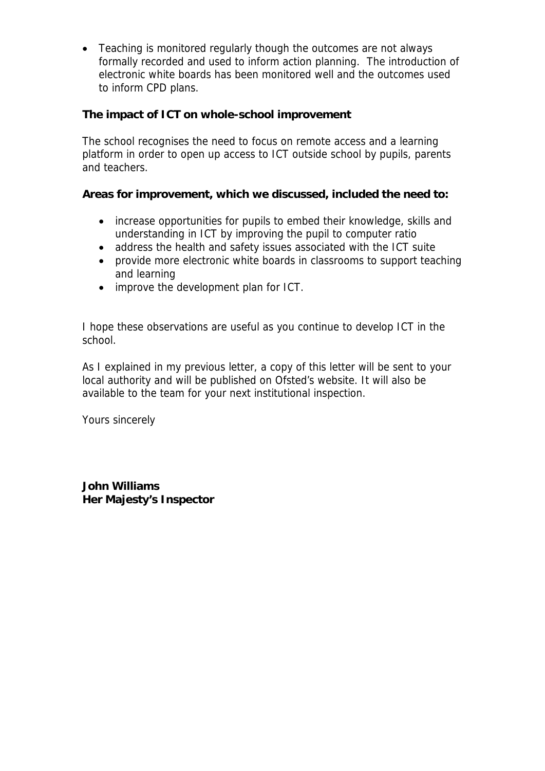- Teaching is monitored regularly though the outcomes are not always formally recorded and used to inform action planning. The introduction of electronic white boards has been monitored well and the outcomes used to inform CPD plans.

**The impact of ICT on whole-school improvement**

The school recognises the need to focus on remote access and a learning platform in order to open up access to ICT outside school by pupils, parents and teachers.

**Areas for improvement, which we discussed, included the need to:**

- increase opportunities for pupils to embed their knowledge, skills and understanding in ICT by improving the pupil to computer ratio
- address the health and safety issues associated with the ICT suite
- provide more electronic white boards in classrooms to support teaching and learning
- improve the development plan for ICT.

I hope these observations are useful as you continue to develop ICT in the school.

As I explained in my previous letter, a copy of this letter will be sent to your local authority and will be published on Ofsted's website. It will also be available to the team for your next institutional inspection.

Yours sincerely

**John Williams**
**Her Majesty's Inspector**